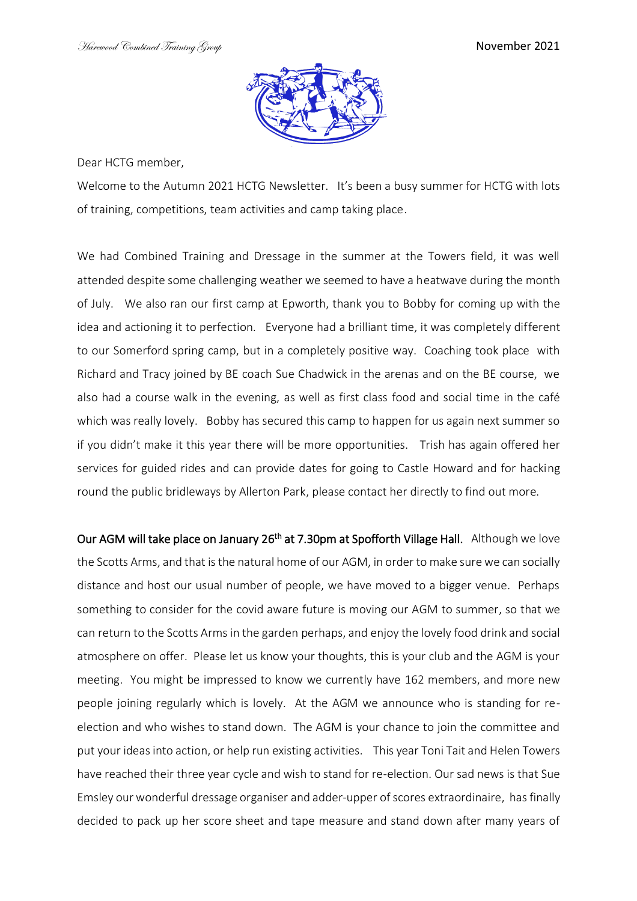Dear HCTG member,

Welcome to the Autumn 2021 HCTG Newsletter. It's been a busy summer for HCTG with lots of training, competitions, team activities and camp taking place.

We had Combined Training and Dressage in the summer at the Towers field, it was well attended despite some challenging weather we seemed to have a heatwave during the month of July. We also ran our first camp at Epworth, thank you to Bobby for coming up with the idea and actioning it to perfection. Everyone had a brilliant time, it was completely different to our Somerford spring camp, but in a completely positive way. Coaching took place with Richard and Tracy joined by BE coach Sue Chadwick in the arenas and on the BE course, we also had a course walk in the evening, as well as first class food and social time in the café which was really lovely. Bobby has secured this camp to happen for us again next summer so if you didn't make it this year there will be more opportunities. Trish has again offered her services for guided rides and can provide dates for going to Castle Howard and for hacking round the public bridleways by Allerton Park, please contact her directly to find out more.

**Our AGM will take place on January 26th at 7.30pm at Spofforth Village Hall.** Although we love the Scotts Arms, and that is the natural home of our AGM, in order to make sure we can socially distance and host our usual number of people, we have moved to a bigger venue. Perhaps something to consider for the covid aware future is moving our AGM to summer, so that we can return to the Scotts Arms in the garden perhaps, and enjoy the lovely food drink and social atmosphere on offer. Please let us know your thoughts, this is your club and the AGM is your meeting. You might be impressed to know we currently have 162 members, and more new people joining regularly which is lovely. At the AGM we announce who is standing for re-election and who wishes to stand down. The AGM is your chance to join the committee and put your ideas into action, or help run existing activities. This year Toni Tait and Helen Towers have reached their three year cycle and wish to stand for re-election. Our sad news is that Sue Emsley our wonderful dressage organiser and adder-upper of scores extraordinaire, has finally decided to pack up her score sheet and tape measure and stand down after many years of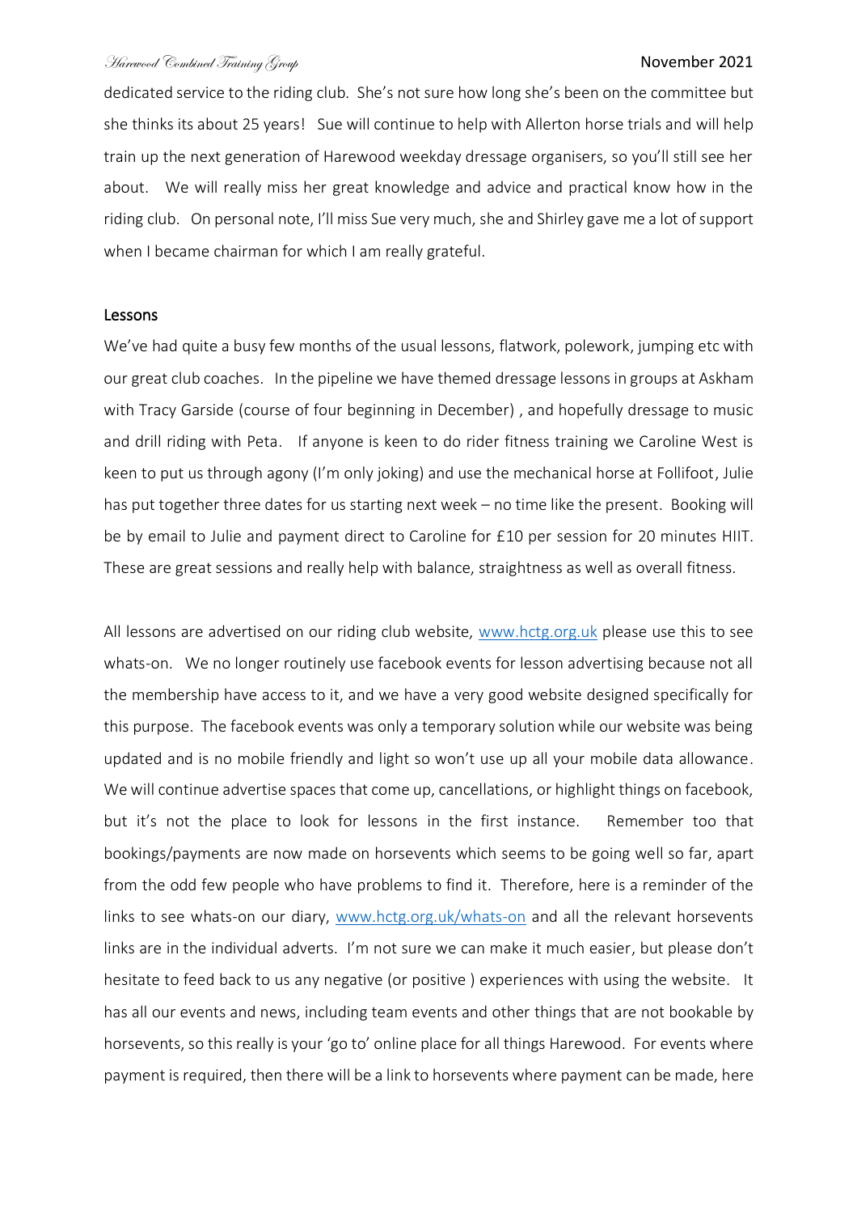dedicated service to the riding club. She's not sure how long she's been on the committee but she thinks its about 25 years! Sue will continue to help with Allerton horse trials and will help train up the next generation of Harewood weekday dressage organisers, so you'll still see her about. We will really miss her great knowledge and advice and practical know how in the riding club. On personal note, I'll miss Sue very much, she and Shirley gave me a lot of support when I became chairman for which I am really grateful.

## Lessons

We've had quite a busy few months of the usual lessons, flatwork, polework, jumping etc with our great club coaches. In the pipeline we have themed dressage lessons in groups at Askham with Tracy Garside (course of four beginning in December) , and hopefully dressage to music and drill riding with Peta. If anyone is keen to do rider fitness training we Caroline West is keen to put us through agony (I'm only joking) and use the mechanical horse at Follifoot, Julie has put together three dates for us starting next week – no time like the present. Booking will be by email to Julie and payment direct to Caroline for £10 per session for 20 minutes HIIT. These are great sessions and really help with balance, straightness as well as overall fitness.

All lessons are advertised on our riding club website, [www.hctg.org.uk](http://www.hctg.org.uk) please use this to see whats-on. We no longer routinely use facebook events for lesson advertising because not all the membership have access to it, and we have a very good website designed specifically for this purpose. The facebook events was only a temporary solution while our website was being updated and is no mobile friendly and light so won't use up all your mobile data allowance. We will continue advertise spaces that come up, cancellations, or highlight things on facebook, but it's not the place to look for lessons in the first instance. Remember too that bookings/payments are now made on horsevents which seems to be going well so far, apart from the odd few people who have problems to find it. Therefore, here is a reminder of the links to see whats-on our diary, [www.hctg.org.uk/whats-on](http://www.hctg.org.uk/whats-on) and all the relevant horsevents links are in the individual adverts. I'm not sure we can make it much easier, but please don't hesitate to feed back to us any negative (or positive ) experiences with using the website. It has all our events and news, including team events and other things that are not bookable by horsevents, so this really is your 'go to' online place for all things Harewood. For events where payment is required, then there will be a link to horsevents where payment can be made, here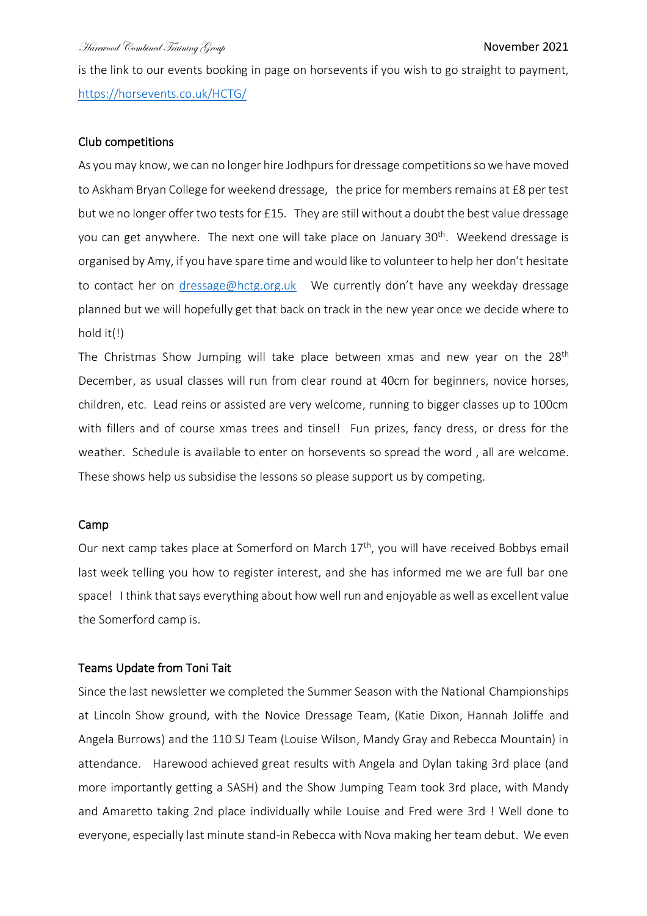is the link to our events booking in page on horsevents if you wish to go straight to payment, [https://horsevents.co.uk/HCTG/](https://horsevents.co.uk/HCTG/)

### Club competitions

As you may know, we can no longer hire Jodhpurs for dressage competitions so we have moved to Askham Bryan College for weekend dressage, the price for members remains at £8 per test but we no longer offer two tests for £15. They are still without a doubt the best value dressage you can get anywhere. The next one will take place on January 30th. Weekend dressage is organised by Amy, if you have spare time and would like to volunteer to help her don't hesitate to contact her on [dressage@hctg.org.uk](mailto:dressage@hctg.org.uk) We currently don't have any weekday dressage planned but we will hopefully get that back on track in the new year once we decide where to hold it(!)

The Christmas Show Jumping will take place between xmas and new year on the 28th December, as usual classes will run from clear round at 40cm for beginners, novice horses, children, etc. Lead reins or assisted are very welcome, running to bigger classes up to 100cm with fillers and of course xmas trees and tinsel! Fun prizes, fancy dress, or dress for the weather. Schedule is available to enter on horsevents so spread the word , all are welcome. These shows help us subsidise the lessons so please support us by competing.

### Camp

Our next camp takes place at Somerford on March 17th, you will have received Bobbys email last week telling you how to register interest, and she has informed me we are full bar one space! I think that says everything about how well run and enjoyable as well as excellent value the Somerford camp is.

### Teams Update from Toni Tait

Since the last newsletter we completed the Summer Season with the National Championships at Lincoln Show ground, with the Novice Dressage Team, (Katie Dixon, Hannah Joliffe and Angela Burrows) and the 110 SJ Team (Louise Wilson, Mandy Gray and Rebecca Mountain) in attendance. Harewood achieved great results with Angela and Dylan taking 3rd place (and more importantly getting a SASH) and the Show Jumping Team took 3rd place, with Mandy and Amaretto taking 2nd place individually while Louise and Fred were 3rd ! Well done to everyone, especially last minute stand-in Rebecca with Nova making her team debut. We even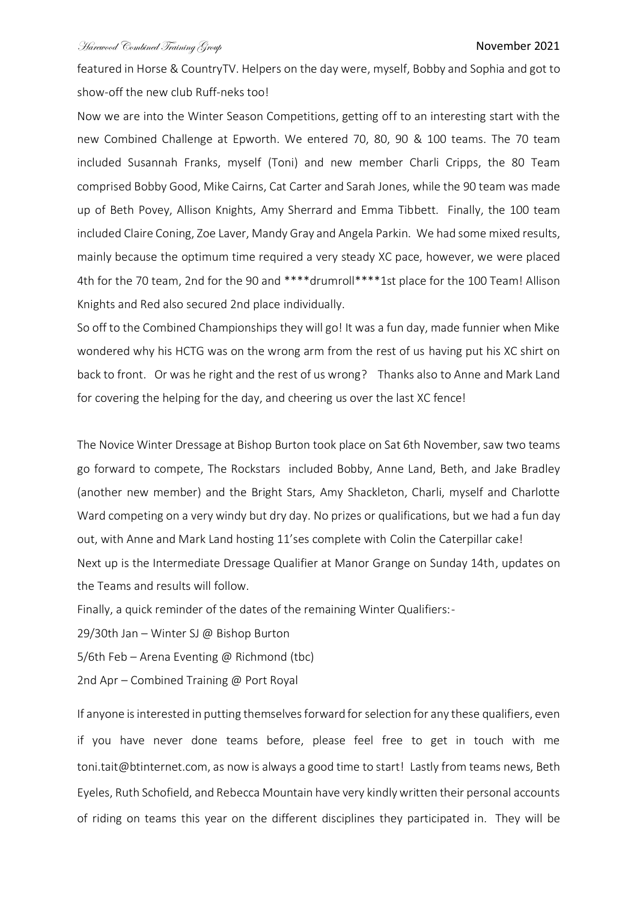featured in Horse & CountryTV. Helpers on the day were, myself, Bobby and Sophia and got to show-off the new club Ruff-neks too!

Now we are into the Winter Season Competitions, getting off to an interesting start with the new Combined Challenge at Epworth. We entered 70, 80, 90 & 100 teams. The 70 team included Susannah Franks, myself (Toni) and new member Charli Cripps, the 80 Team comprised Bobby Good, Mike Cairns, Cat Carter and Sarah Jones, while the 90 team was made up of Beth Povey, Allison Knights, Amy Sherrard and Emma Tibbett. Finally, the 100 team included Claire Coning, Zoe Laver, Mandy Gray and Angela Parkin. We had some mixed results, mainly because the optimum time required a very steady XC pace, however, we were placed 4th for the 70 team, 2nd for the 90 and ****drumroll****1st place for the 100 Team! Allison Knights and Red also secured 2nd place individually.

So off to the Combined Championships they will go! It was a fun day, made funnier when Mike wondered why his HCTG was on the wrong arm from the rest of us having put his XC shirt on back to front. Or was he right and the rest of us wrong? Thanks also to Anne and Mark Land for covering the helping for the day, and cheering us over the last XC fence!

The Novice Winter Dressage at Bishop Burton took place on Sat 6th November, saw two teams go forward to compete, The Rockstars included Bobby, Anne Land, Beth, and Jake Bradley (another new member) and the Bright Stars, Amy Shackleton, Charli, myself and Charlotte Ward competing on a very windy but dry day. No prizes or qualifications, but we had a fun day out, with Anne and Mark Land hosting 11'ses complete with Colin the Caterpillar cake!

Next up is the Intermediate Dressage Qualifier at Manor Grange on Sunday 14th, updates on the Teams and results will follow.

Finally, a quick reminder of the dates of the remaining Winter Qualifiers:-

29/30th Jan – Winter SJ @ Bishop Burton

5/6th Feb – Arena Eventing @ Richmond (tbc)

2nd Apr – Combined Training @ Port Royal

If anyone is interested in putting themselves forward for selection for any these qualifiers, even if you have never done teams before, please feel free to get in touch with me toni.tait@btinternet.com, as now is always a good time to start! Lastly from teams news, Beth Eyeles, Ruth Schofield, and Rebecca Mountain have very kindly written their personal accounts of riding on teams this year on the different disciplines they participated in. They will be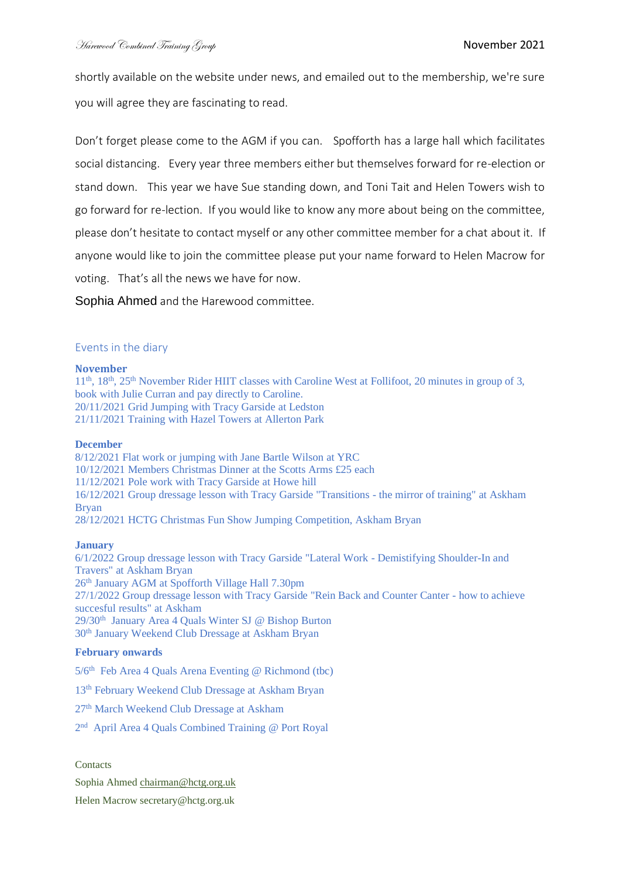shortly available on the website under news, and emailed out to the membership, we're sure you will agree they are fascinating to read.

Don't forget please come to the AGM if you can. Spofforth has a large hall which facilitates social distancing. Every year three members either but themselves forward for re-election or stand down. This year we have Sue standing down, and Toni Tait and Helen Towers wish to go forward for re-lection. If you would like to know any more about being on the committee, please don't hesitate to contact myself or any other committee member for a chat about it. If anyone would like to join the committee please put your name forward to Helen Macrow for voting. That's all the news we have for now.

Sophia Ahmed and the Harewood committee.

## Events in the diary

**November**

11th, 18th, 25th November Rider HIIT classes with Caroline West at Follifoot, 20 minutes in group of 3, book with Julie Curran and pay directly to Caroline.
20/11/2021 Grid Jumping with Tracy Garside at Ledston
21/11/2021 Training with Hazel Towers at Allerton Park

**December**

8/12/2021 Flat work or jumping with Jane Bartle Wilson at YRC
10/12/2021 Members Christmas Dinner at the Scotts Arms £25 each
11/12/2021 Pole work with Tracy Garside at Howe hill
16/12/2021 Group dressage lesson with Tracy Garside "Transitions - the mirror of training" at Askham Bryan
28/12/2021 HCTG Christmas Fun Show Jumping Competition, Askham Bryan

**January**

6/1/2022 Group dressage lesson with Tracy Garside "Lateral Work - Demistifying Shoulder-In and Travers" at Askham Bryan
26th January AGM at Spofforth Village Hall 7.30pm
27/1/2022 Group dressage lesson with Tracy Garside "Rein Back and Counter Canter - how to achieve succesful results" at Askham
29/30th January Area 4 Quals Winter SJ @ Bishop Burton
30th January Weekend Club Dressage at Askham Bryan

**February onwards**

5/6th Feb Area 4 Quals Arena Eventing @ Richmond (tbc)

13th February Weekend Club Dressage at Askham Bryan

27th March Weekend Club Dressage at Askham

2nd April Area 4 Quals Combined Training @ Port Royal

Contacts

Sophia Ahmed chairman@hctg.org.uk

Helen Macrow secretary@hctg.org.uk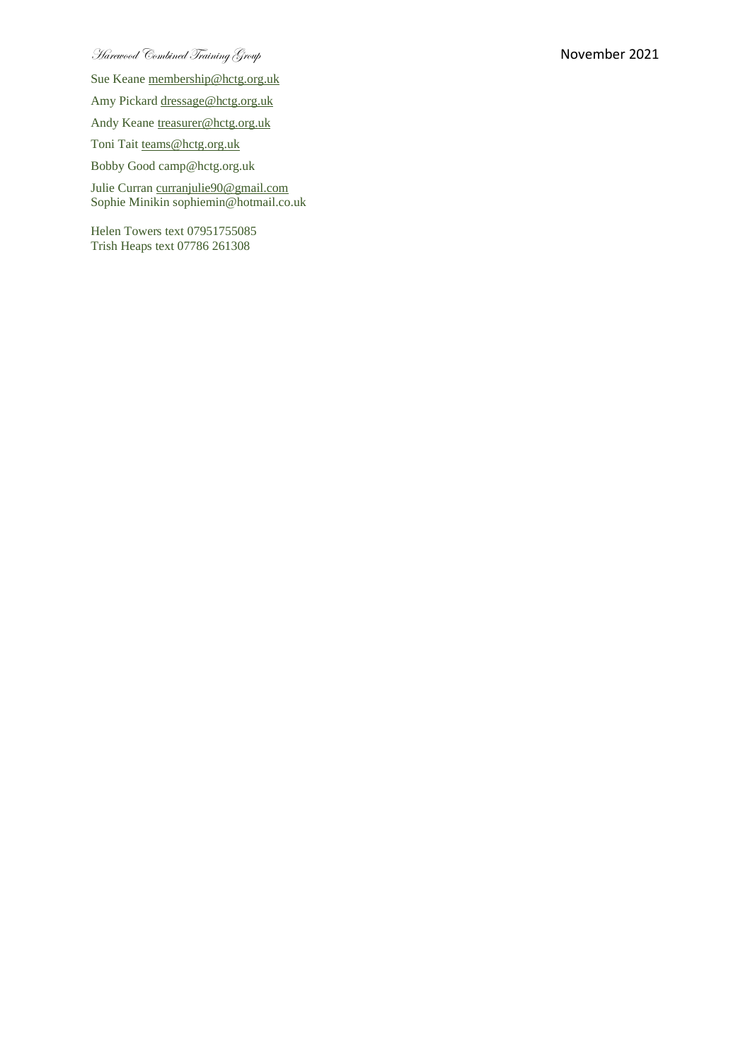Sue Keane membership@hctg.org.uk

Amy Pickard dressage@hctg.org.uk

Andy Keane treasurer@hctg.org.uk

Toni Tait teams@hctg.org.uk

Bobby Good camp@hctg.org.uk

Julie Curran curranjulie90@gmail.com
Sophie Minikin sophiemin@hotmail.co.uk

Helen Towers text 07951755085
Trish Heaps text 07786 261308